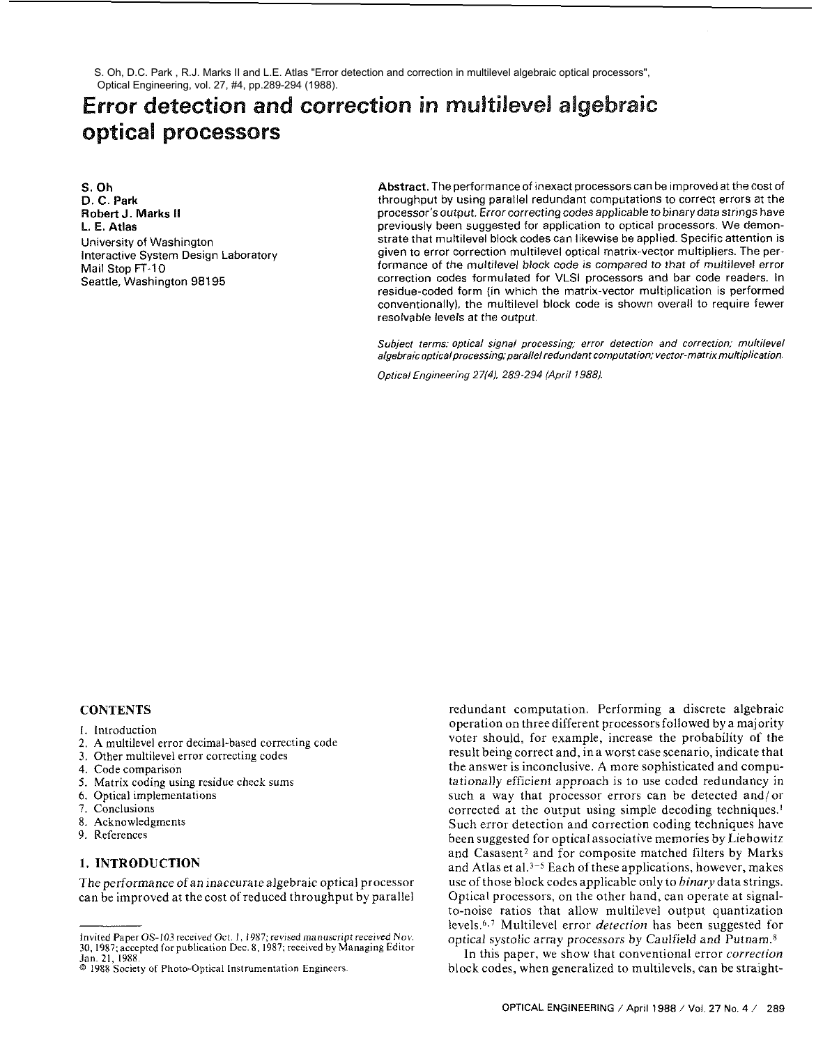S. Oh, D.C. Park , R.J. Marks II and L.E. Atlas "Error detection and correction in multilevel algebraic optical processors", Optical Engineering, vol. 27, #4, pp.289-294 (1988).

# Error detection and correction in multilevel algebraic optical processors

**S. Oh**
**D. C. Park**
**Robert J. Marks II**
**L. E. Atlas**
University of Washington
Interactive System Design Laboratory
Mail Stop FT-10
Seattle, Washington 98195

**Abstract.** The performance of inexact processors can be improved at the cost of throughput by using parallel redundant computations to correct errors at the processor's output. *Error correcting codes applicable to binary data strings* have previously been suggested for application to optical processors. We demonstrate that multilevel block codes can likewise be applied. Specific attention is given to error correction multilevel optical matrix-vector multipliers. The performance of the *multilevel block code is compared to that of multilevel error* correction codes formulated for VLSI processors and bar code readers. In residue-coded form (in which the matrix-vector multiplication is performed conventionally), the multilevel block code is shown overall to require fewer resolvable levels at the output.

*Subject terms: optical signal processing; error detection and correction; multilevel algebraic optical processing; parallel redundant computation; vector-matrix multiplication.*

*Optical Engineering 27(4), 289-294 (April 1988).*

**CONTENTS**

1. Introduction
2. A multilevel error decimal-based correcting code
3. Other multilevel error correcting codes
4. Code comparison
5. Matrix coding using residue check sums
6. Optical implementations
7. Conclusions
8. Acknowledgments
9. References

## 1. INTRODUCTION

The performance of an inaccurate algebraic optical processor can be improved at the cost of reduced throughput by parallel redundant computation. Performing a discrete algebraic operation on three different processors followed by a majority voter should, for example, increase the probability of the result being correct and, in a worst case scenario, indicate that the answer is inconclusive. A more sophisticated and computationally efficient approach is to use coded redundancy in such a way that processor errors can be detected and/or corrected at the output using simple decoding techniques.[1] Such error detection and correction coding techniques have been suggested for optical associative memories by Liebowitz and Casasent[2] and for composite matched filters by Marks and Atlas et al.[3-5] Each of these applications, however, makes use of those block codes applicable only to *binary* data strings. Optical processors, on the other hand, can operate at signal-to-noise ratios that allow multilevel output quantization levels.[6,7] Multilevel error *detection* has been suggested for optical systolic array processors by Caulfield and Putnam.[8]

In this paper, we show that conventional error *correction* block codes, when generalized to multilevels, can be straight-

---

Invited Paper OS-103 received Oct. 1, 1987; revised manuscript received Nov. 30, 1987; accepted for publication Dec. 8, 1987; received by Managing Editor Jan. 21, 1988.
© 1988 Society of Photo-Optical Instrumentation Engineers.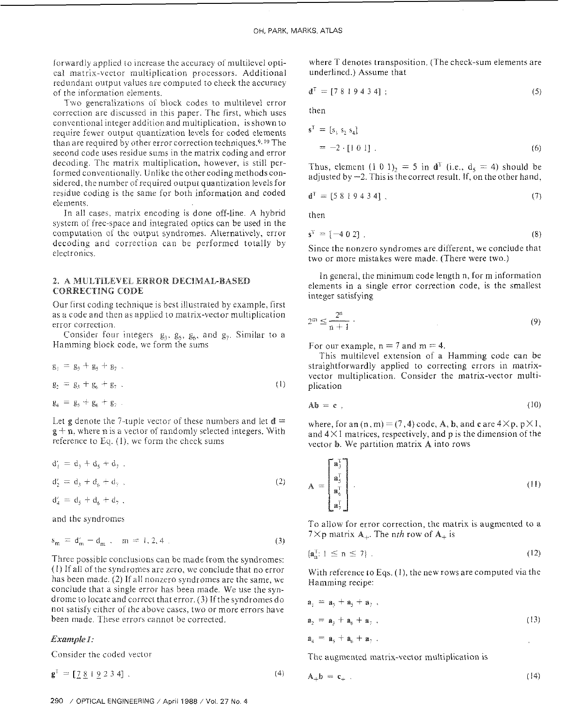forwardly applied to increase the accuracy of multilevel optical matrix-vector multiplication processors. Additional redundant output values are computed to check the accuracy of the information elements.

Two generalizations of block codes to multilevel error correction are discussed in this paper. The first, which uses conventional integer addition and multiplication, is shown to require fewer output quantization levels for coded elements than are required by other error correction techniques.[9,10] The second code uses residue sums in the matrix coding and error decoding. The matrix multiplication, however, is still performed conventionally. Unlike the other coding methods considered, the number of required output quantization levels for residue coding is the same for both information and coded elements.

In all cases, matrix encoding is done off-line. A hybrid system of free-space and integrated optics can be used in the computation of the output syndromes. Alternatively, error decoding and correction can be performed totally by electronics.

## 2. A MULTILEVEL ERROR DECIMAL-BASED CORRECTING CODE

Our first coding technique is best illustrated by example, first as a code and then as applied to matrix-vector multiplication error correction.

Consider four integers $g_3$, $g_5$, $g_6$, and $g_7$. Similar to a Hamming block code, we form the sums

$$g_1 = g_3 + g_5 + g_7 ,$$
$$g_2 = g_3 + g_6 + g_7 , \tag{1}$$
$$g_4 = g_5 + g_6 + g_7 .$$

Let $\mathbf{g}$ denote the 7-tuple vector of these numbers and let $\mathbf{d} = \mathbf{g} + \mathbf{n}$, where $\mathbf{n}$ is a vector of randomly selected integers. With reference to Eq. (1), we form the check sums

$$d'_1 = d_3 + d_5 + d_7 ,$$
$$d'_2 = d_3 + d_6 + d_7 , \tag{2}$$
$$d'_4 = d_5 + d_6 + d_7 ,$$

and the syndromes

$$s_m = d'_m - d_m , \quad m = 1, 2, 4 . \tag{3}$$

Three possible conclusions can be made from the syndromes: (1) If all of the syndromes are zero, we conclude that no error has been made. (2) If all nonzero syndromes are the same, we conclude that a single error has been made. We use the syndrome to locate and correct that error. (3) If the syndromes do not satisfy either of the above cases, two or more errors have been made. These errors cannot be corrected.

*Example 1:*

Consider the coded vector

$$\mathbf{g}^T = [\underline{7}\ \underline{8}\ 1\ \underline{9}\ 2\ 3\ 4] , \tag{4}$$

where T denotes transposition. (The check-sum elements are underlined.) Assume that

$$\mathbf{d}^T = [7\ 8\ 1\ 9\ 4\ 3\ 4] ; \tag{5}$$

then

$$\mathbf{s}^T = [s_1\ s_2\ s_4]$$
$$= -2 \cdot [1\ 0\ 1] . \tag{6}$$

Thus, element $(1\ 0\ 1)_2 = 5$ in $\mathbf{d}^T$ (i.e., $d_5 = 4$) should be adjusted by $-2$. This is the correct result. If, on the other hand,

$$\mathbf{d}^T = [5\ 8\ 1\ 9\ 4\ 3\ 4] , \tag{7}$$

then

$$\mathbf{s}^T = [-4\ 0\ 2] . \tag{8}$$

Since the nonzero syndromes are different, we conclude that two or more mistakes were made. (There were two.)

In general, the minimum code length n, for m information elements in a single error correction code, is the smallest integer satisfying

$$2^m \leq \frac{2^n}{n+1} . \tag{9}$$

For our example, n = 7 and m = 4.

This multilevel extension of a Hamming code can be straightforwardly applied to correcting errors in matrix-vector multiplication. Consider the matrix-vector multiplication

$$\mathbf{A}\mathbf{b} = \mathbf{c} , \tag{10}$$

where, for an $(n, m) = (7, 4)$ code, $\mathbf{A}$, $\mathbf{b}$, and $\mathbf{c}$ are $4 \times p$, $p \times 1$, and $4 \times 1$ matrices, respectively, and p is the dimension of the vector $\mathbf{b}$. We partition matrix $\mathbf{A}$ into rows

$$\mathbf{A} = \begin{bmatrix} \mathbf{a}_3^T \\ \mathbf{a}_5^T \\ \mathbf{a}_6^T \\ \mathbf{a}_7^T \end{bmatrix} . \tag{11}$$

To allow for error correction, the matrix is augmented to a $7 \times p$ matrix $\mathbf{A}_+$. The *nth* row of $\mathbf{A}_+$ is

$$\{\mathbf{a}_n^T;\ 1 \leq n \leq 7\} . \tag{12}$$

With reference to Eqs. (1), the new rows are computed via the Hamming recipe:

$$\mathbf{a}_1 = \mathbf{a}_3 + \mathbf{a}_5 + \mathbf{a}_7 ,$$
$$\mathbf{a}_2 = \mathbf{a}_3 + \mathbf{a}_6 + \mathbf{a}_7 , \tag{13}$$
$$\mathbf{a}_4 = \mathbf{a}_5 + \mathbf{a}_6 + \mathbf{a}_7 .$$

The augmented matrix-vector multiplication is

$$\mathbf{A}_+\mathbf{b} = \mathbf{c}_+ . \tag{14}$$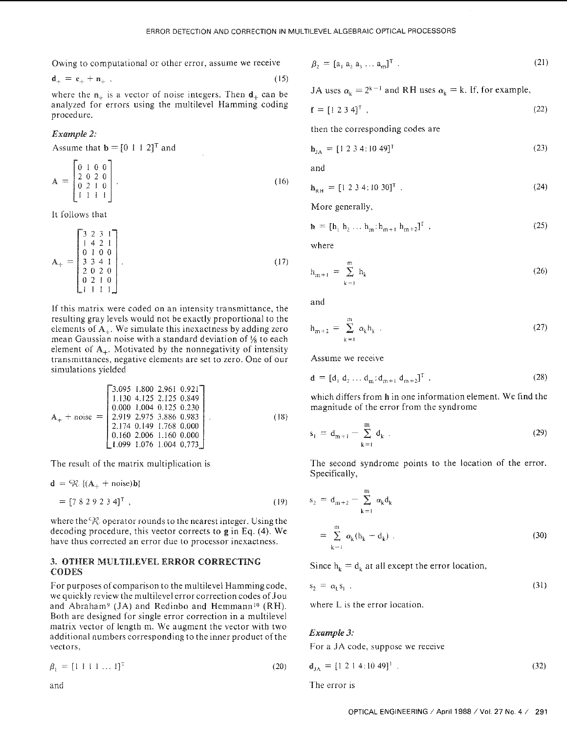Owing to computational or other error, assume we receive

$$\mathbf{d}_+ = \mathbf{c}_+ + \mathbf{n}_+ \; , \tag{15}$$

where the $\mathbf{n}_+$ is a vector of noise integers. Then $\mathbf{d}_+$ can be analyzed for errors using the multilevel Hamming coding procedure.

*Example 2:*

Assume that $\mathbf{b} = [0\ 1\ 1\ 2]^T$ and

$$\mathbf{A} = \begin{bmatrix} 0 & 1 & 0 & 0 \\ 2 & 0 & 2 & 0 \\ 0 & 2 & 1 & 0 \\ 1 & 1 & 1 & 1 \end{bmatrix} . \tag{16}$$

It follows that

$$\mathbf{A}_+ = \begin{bmatrix} 3 & 2 & 3 & 1 \\ 1 & 4 & 2 & 1 \\ 0 & 1 & 0 & 0 \\ 3 & 3 & 4 & 1 \\ 2 & 0 & 2 & 0 \\ 0 & 2 & 1 & 0 \\ 1 & 1 & 1 & 1 \end{bmatrix} . \tag{17}$$

If this matrix were coded on an intensity transmittance, the resulting gray levels would not be exactly proportional to the elements of $\mathbf{A}_+$. We simulate this inexactness by adding zero mean Gaussian noise with a standard deviation of ⅛ to each element of $\mathbf{A}_+$. Motivated by the nonnegativity of intensity transmittances, negative elements are set to zero. One of our simulations yielded

$$\mathbf{A}_+ + \text{noise} = \begin{bmatrix} 3.095 & 1.800 & 2.961 & 0.921 \\ 1.130 & 4.125 & 2.125 & 0.849 \\ 0.000 & 1.004 & 0.125 & 0.230 \\ 2.919 & 2.975 & 3.886 & 0.983 \\ 2.174 & 0.149 & 1.768 & 0.000 \\ 0.160 & 2.006 & 1.160 & 0.000 \\ 1.099 & 1.076 & 1.004 & 0.773 \end{bmatrix} . \tag{18}$$

The result of the matrix multiplication is

$$\begin{aligned} \mathbf{d} &= \mathcal{R}\,\{(\mathbf{A}_+ + \text{noise})\mathbf{b}\} \\ &= [7\ 8\ 2\ 9\ 2\ 3\ 4]^T \; , \end{aligned} \tag{19}$$

where the $\mathcal{R}$ operator rounds to the nearest integer. Using the decoding procedure, this vector corrects to $\mathbf{g}$ in Eq. (4). We have thus corrected an error due to processor inexactness.

## 3. OTHER MULTILEVEL ERROR CORRECTING CODES

For purposes of comparison to the multilevel Hamming code, we quickly review the multilevel error correction codes of Jou and Abraham[9] (JA) and Redinbo and Hemmann[10] (RH). Both are designed for single error correction in a multilevel matrix vector of length m. We augment the vector with two additional numbers corresponding to the inner product of the vectors,

$$\beta_1 = [1\ 1\ 1\ 1 \ldots 1]^T \tag{20}$$

and

$$\beta_2 = [a_1\ a_2\ a_3 \ldots a_m]^T \; . \tag{21}$$

JA uses $\alpha_k = 2^{k-1}$ and RH uses $\alpha_k = k$. If, for example,

$$\mathbf{f} = [1\ 2\ 3\ 4]^T \; , \tag{22}$$

then the corresponding codes are

$$\mathbf{h}_{JA} = [1\ 2\ 3\ 4 : 10\ 49]^T \tag{23}$$

and

$$\mathbf{h}_{RH} = [1\ 2\ 3\ 4 : 10\ 30]^T \; . \tag{24}$$

More generally,

$$\mathbf{h} = [h_1\ h_2 \ldots h_m : h_{m+1}\ h_{m+2}]^T \; , \tag{25}$$

where

$$h_{m+1} = \sum_{k=1}^{m} h_k \tag{26}$$

and

$$h_{m+2} = \sum_{k=1}^{m} \alpha_k h_k \; . \tag{27}$$

Assume we receive

$$\mathbf{d} = [d_1\ d_2 \ldots d_m : d_{m+1}\ d_{m+2}]^T \; , \tag{28}$$

which differs from $\mathbf{h}$ in one information element. We find the magnitude of the error from the syndrome

$$s_1 = d_{m+1} - \sum_{k=1}^{m} d_k \; . \tag{29}$$

The second syndrome points to the location of the error. Specifically,

$$\begin{aligned} s_2 &= d_{m+2} - \sum_{k=1}^{m} \alpha_k d_k \\ &= \sum_{k=1}^{m} \alpha_k (h_k - d_k) \; . \end{aligned} \tag{30}$$

Since $h_k = d_k$ at all except the error location,

$$s_2 = \alpha_L s_1 \; , \tag{31}$$

where L is the error location.

*Example 3:*

For a JA code, suppose we receive

$$\mathbf{d}_{JA} = [1\ 2\ 1\ 4 : 10\ 49]^T \; . \tag{32}$$

The error is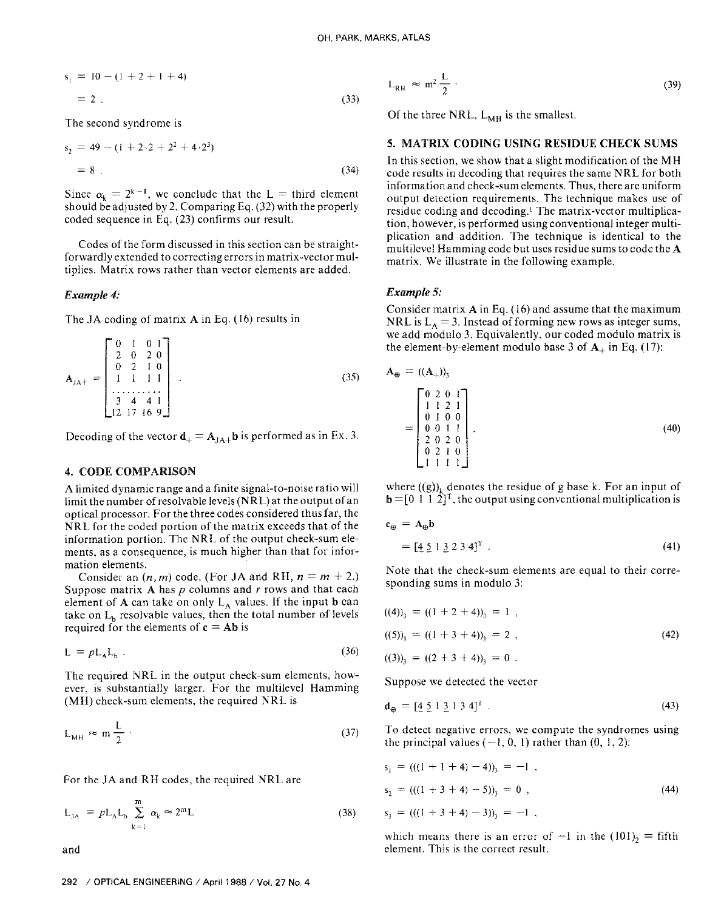$$s_1 = 10 - (1 + 2 + 1 + 4)$$

$$= 2 \,. \tag{33}$$

The second syndrome is

$$s_2 = 49 - (1 + 2 \cdot 2 + 2^2 + 4 \cdot 2^3)$$

$$= 8 \,. \tag{34}$$

Since $\alpha_k = 2^{k-1}$, we conclude that the L = third element should be adjusted by 2. Comparing Eq. (32) with the properly coded sequence in Eq. (23) confirms our result.

Codes of the form discussed in this section can be straightforwardly extended to correcting errors in matrix-vector multiplies. Matrix rows rather than vector elements are added.

***Example 4:***

The JA coding of matrix A in Eq. (16) results in

$$\mathbf{A}_{JA+} = \begin{bmatrix} 0 & 1 & 0 & 1 \\ 2 & 0 & 2 & 0 \\ 0 & 2 & 1 & 0 \\ 1 & 1 & 1 & 1 \\ \cdots & \cdots & \cdots & \cdots \\ 3 & 4 & 4 & 1 \\ 12 & 17 & 16 & 9 \end{bmatrix} \,. \tag{35}$$

Decoding of the vector $\mathbf{d}_+ = \mathbf{A}_{JA+}\mathbf{b}$ is performed as in Ex. 3.

## 4. CODE COMPARISON

A limited dynamic range and a finite signal-to-noise ratio will limit the number of resolvable levels (NRL) at the output of an optical processor. For the three codes considered thus far, the NRL for the coded portion of the matrix exceeds that of the information portion. The NRL of the output check-sum elements, as a consequence, is much higher than that for information elements.

Consider an $(n,m)$ code. (For JA and RH, $n = m + 2$.) Suppose matrix A has $p$ columns and $r$ rows and that each element of A can take on only $L_A$ values. If the input b can take on $L_b$ resolvable values, then the total number of levels required for the elements of $\mathbf{c} = \mathbf{Ab}$ is

$$L = pL_AL_b \,. \tag{36}$$

The required NRL in the output check-sum elements, however, is substantially larger. For the multilevel Hamming (MH) check-sum elements, the required NRL is

$$L_{MH} \approx m\frac{L}{2} \,. \tag{37}$$

For the JA and RH codes, the required NRL are

$$L_{JA} = pL_AL_b \sum_{k=1}^{m} \alpha_k \approx 2^m L \tag{38}$$

and

$$L_{RH} \approx m^2 \frac{L}{2} \,. \tag{39}$$

Of the three NRL, $L_{MH}$ is the smallest.

## 5. MATRIX CODING USING RESIDUE CHECK SUMS

In this section, we show that a slight modification of the MH code results in decoding that requires the same NRL for both information and check-sum elements. Thus, there are uniform output detection requirements. The technique makes use of residue coding and decoding.[1] The matrix-vector multiplication, however, is performed using conventional integer multiplication and addition. The technique is identical to the multilevel Hamming code but uses residue sums to code the A matrix. We illustrate in the following example.

***Example 5:***

Consider matrix A in Eq. (16) and assume that the maximum NRL is $L_A = 3$. Instead of forming new rows as integer sums, we add modulo 3. Equivalently, our coded modulo matrix is the element-by-element modulo base 3 of $\mathbf{A}_+$ in Eq. (17):

$$\mathbf{A}_\oplus = ((\mathbf{A}_+))_3$$

$$= \begin{bmatrix} 0 & 2 & 0 & 1 \\ 1 & 1 & 2 & 1 \\ 0 & 1 & 0 & 0 \\ 0 & 0 & 1 & 1 \\ 2 & 0 & 2 & 0 \\ 0 & 2 & 1 & 0 \\ 1 & 1 & 1 & 1 \end{bmatrix} \,, \tag{40}$$

where $((g))_k$ denotes the residue of g base k. For an input of $\mathbf{b} = [0\ 1\ 1\ 2]^T$, the output using conventional multiplication is

$$\mathbf{c}_\oplus = \mathbf{A}_\oplus \mathbf{b}$$

$$= [4\ \underline{5}\ 1\ \underline{3}\ 2\ 3\ 4]^T \,. \tag{41}$$

Note that the check-sum elements are equal to their corresponding sums in modulo 3:

$$((4))_3 = ((1 + 2 + 4))_3 = 1 \,,$$

$$((5))_3 = ((1 + 3 + 4))_3 = 2 \,, \tag{42}$$

$$((3))_3 = ((2 + 3 + 4))_3 = 0 \,.$$

Suppose we detected the vector

$$\mathbf{d}_\oplus = [4\ \underline{5}\ 1\ \underline{3}\ 1\ 3\ 4]^T \,. \tag{43}$$

To detect negative errors, we compute the syndromes using the principal values $(-1, 0, 1)$ rather than $(0, 1, 2)$:

$$s_1 = (((1 + 1 + 4) - 4))_3 = -1 \,,$$

$$s_2 = (((1 + 3 + 4) - 5))_3 = 0 \,, \tag{44}$$

$$s_3 = (((1 + 3 + 4) - 3))_3 = -1 \,,$$

which means there is an error of $-1$ in the $(101)_2$ = fifth element. This is the correct result.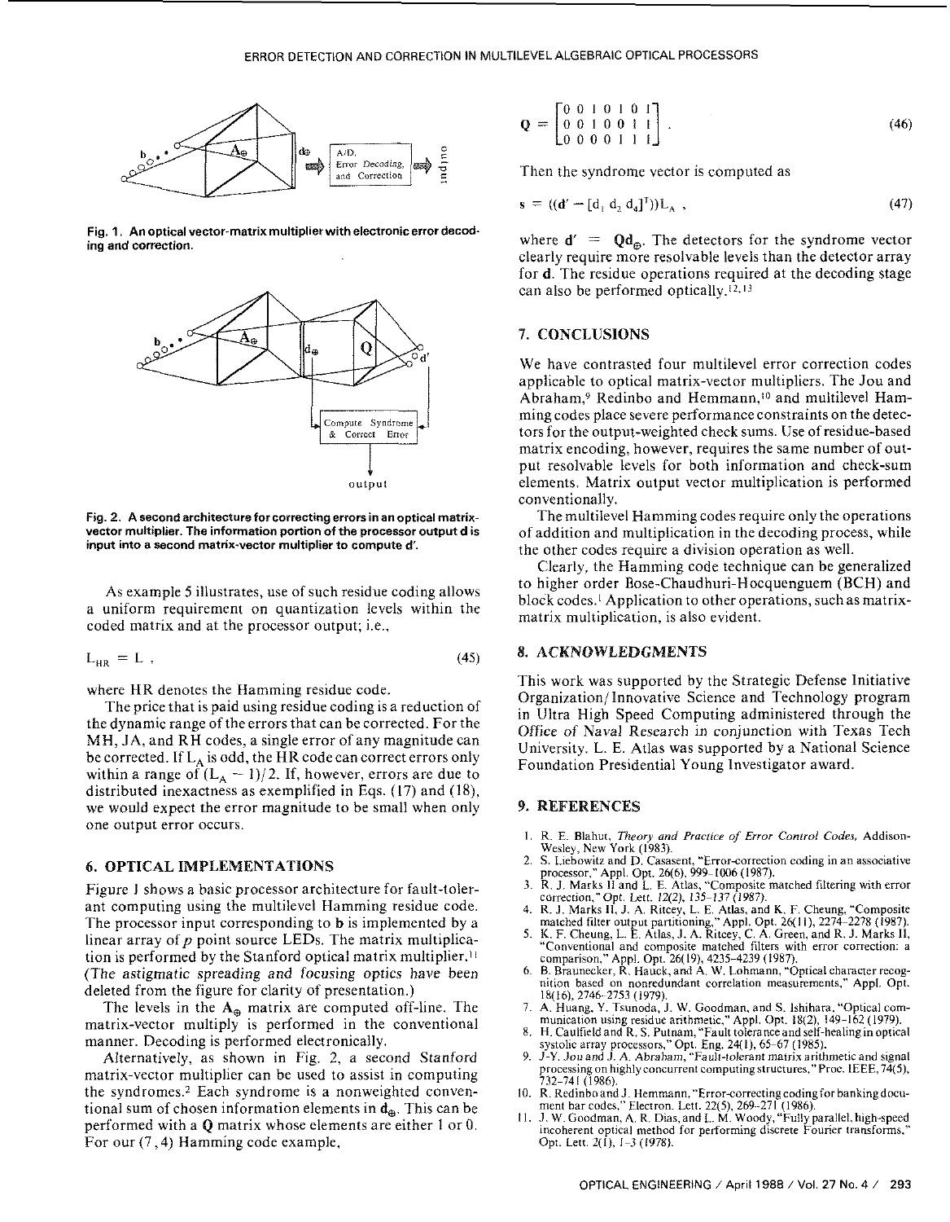Fig. 1. An optical vector-matrix multiplier with electronic error decoding and correction.

Fig. 2. A second architecture for correcting errors in an optical matrix-vector multiplier. The information portion of the processor output **d** is input into a second matrix-vector multiplier to compute **d'**.

As example 5 illustrates, use of such residue coding allows a uniform requirement on quantization levels within the coded matrix and at the processor output; i.e.,

$$L_{HR} = L \ , \tag{45}$$

where HR denotes the Hamming residue code.

The price that is paid using residue coding is a reduction of the dynamic range of the errors that can be corrected. For the MH, JA, and RH codes, a single error of any magnitude can be corrected. If $L_A$ is odd, the HR code can correct errors only within a range of $(L_A - 1)/2$. If, however, errors are due to distributed inexactness as exemplified in Eqs. (17) and (18), we would expect the error magnitude to be small when only one output error occurs.

## 6. OPTICAL IMPLEMENTATIONS

Figure 1 shows a basic processor architecture for fault-tolerant computing using the multilevel Hamming residue code. The processor input corresponding to **b** is implemented by a linear array of *p* point source LEDs. The matrix multiplication is performed by the Stanford optical matrix multiplier.[11] (The *astigmatic spreading and focusing optics* have been deleted from the figure for clarity of presentation.)

The levels in the $\mathbf{A}_{\oplus}$ matrix are computed off-line. The matrix-vector multiply is performed in the conventional manner. Decoding is performed electronically.

Alternatively, as shown in Fig. 2, a second Stanford matrix-vector multiplier can be used to assist in computing the syndromes.[2] Each syndrome is a nonweighted conventional sum of chosen information elements in $\mathbf{d}_{\oplus}$. This can be performed with a **Q** matrix whose elements are either 1 or 0. For our (7,4) Hamming code example,

$$\mathbf{Q} = \begin{bmatrix} 0 & 0 & 1 & 0 & 1 & 0 & 1 \\ 0 & 0 & 1 & 0 & 0 & 1 & 1 \\ 0 & 0 & 0 & 0 & 1 & 1 & 1 \end{bmatrix} . \tag{46}$$

Then the syndrome vector is computed as

$$\mathbf{s} = ((\mathbf{d}' - [d_1 \ d_2 \ d_4]^T))L_A \ , \tag{47}$$

where $\mathbf{d}' = \mathbf{Q}\mathbf{d}_{\oplus}$. The detectors for the syndrome vector clearly require more resolvable levels than the detector array for **d**. The residue operations required at the decoding stage can also be performed optically.[12,13]

## 7. CONCLUSIONS

We have contrasted four multilevel error correction codes applicable to optical matrix-vector multipliers. The Jou and Abraham,[9] Redinbo and Hemmann,[10] and multilevel Hamming codes place severe performance constraints on the detectors for the output-weighted check sums. Use of residue-based matrix encoding, however, requires the same number of output resolvable levels for both information and check-sum elements. Matrix output vector multiplication is performed conventionally.

The multilevel Hamming codes require only the operations of addition and multiplication in the decoding process, while the other codes require a division operation as well.

Clearly, the Hamming code technique can be generalized to higher order Bose-Chaudhuri-Hocquenguem (BCH) and block codes.[1] Application to other operations, such as matrix-matrix multiplication, is also evident.

## 8. ACKNOWLEDGMENTS

This work was supported by the Strategic Defense Initiative Organization/Innovative Science and Technology program in Ultra High Speed Computing administered through the Office of Naval Research in conjunction with Texas Tech University. L. E. Atlas was supported by a National Science Foundation Presidential Young Investigator award.

## 9. REFERENCES

1. R. E. Blahut, *Theory and Practice of Error Control Codes*, Addison-Wesley, New York (1983).
2. S. Liebowitz and D. Casasent, "Error-correction coding in an associative processor," Appl. Opt. 26(6), 999–1006 (1987).
3. R. J. Marks II and L. E. Atlas, "Composite matched filtering with error correction," Opt. Lett. 12(2), 135–137 (1987).
4. R. J. Marks II, J. A. Ritcey, L. E. Atlas, and K. F. Cheung, "Composite matched filter output partitioning," Appl. Opt. 26(11), 2274–2278 (1987).
5. K. F. Cheung, L. E. Atlas, J. A. Ritcey, C. A. Green, and R. J. Marks II, "Conventional and composite matched filters with error correction: a comparison," Appl. Opt. 26(19), 4235–4239 (1987).
6. B. Braunecker, R. Hauck, and A. W. Lohmann, "Optical character recognition based on nonredundant correlation measurements," Appl. Opt. 18(16), 2746–2753 (1979).
7. A. Huang, Y. Tsunoda, J. W. Goodman, and S. Ishihara, "Optical computation using residue arithmetic," Appl. Opt. 18(2), 149–162 (1979).
8. H. Caulfield and R. S. Putnam, "Fault tolerance and self-healing in optical systolic array processors," Opt. Eng. 24(1), 65–67 (1985).
9. J-Y. Jou and J. A. Abraham, "Fault-tolerant matrix arithmetic and signal processing on highly concurrent computing structures," Proc. IEEE, 74(5), 732–741 (1986).
10. R. Redinbo and J. Hemmann, "Error-correcting coding for banking document bar codes," Electron. Lett. 22(5), 269–271 (1986).
11. J. W. Goodman, A. R. Dias, and L. M. Woody, "Fully parallel, high-speed incoherent optical method for performing discrete Fourier transforms," Opt. Lett. 2(1), 1–3 (1978).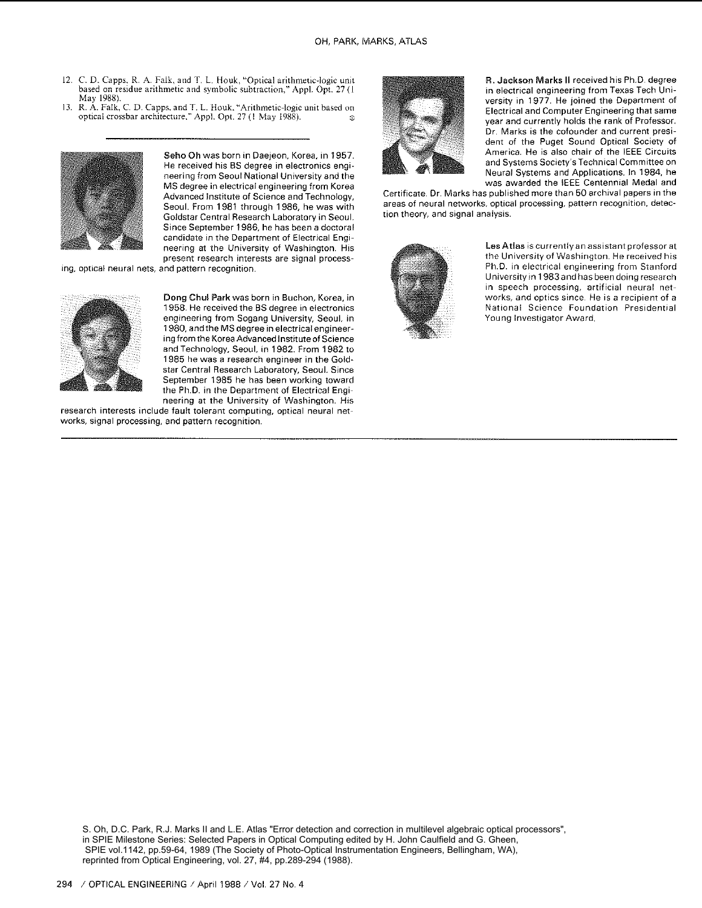12. C. D. Capps, R. A. Falk, and T. L. Houk, "Optical arithmetic-logic unit based on residue arithmetic and symbolic subtraction," Appl. Opt. 27 (1 May 1988).
13. R. A. Falk, C. D. Capps, and T. L. Houk, "Arithmetic-logic unit based on optical crossbar architecture," Appl. Opt. 27 (1 May 1988).

---

**Seho Oh** was born in Daejeon, Korea, in 1957. He received his BS degree in electronics engineering from Seoul National University and the MS degree in electrical engineering from Korea Advanced Institute of Science and Technology, Seoul. From 1981 through 1986, he was with Goldstar Central Research Laboratory in Seoul. Since September 1986, he has been a doctoral candidate in the Department of Electrical Engineering at the University of Washington. His present research interests are signal processing, optical neural nets, and pattern recognition.

**Dong Chul Park** was born in Buchon, Korea, in 1958. He received the BS degree in electronics engineering from Sogang University, Seoul, in 1980, and the MS degree in electrical engineering from the Korea Advanced Institute of Science and Technology, Seoul, in 1982. From 1982 to 1985 he was a research engineer in the Goldstar Central Research Laboratory, Seoul. Since September 1985 he has been working toward the Ph.D. in the Department of Electrical Engineering at the University of Washington. His research interests include fault tolerant computing, optical neural networks, signal processing, and pattern recognition.

**R. Jackson Marks II** received his Ph.D. degree in electrical engineering from Texas Tech University in 1977. He joined the Department of Electrical and Computer Engineering that same year and currently holds the rank of Professor. Dr. Marks is the cofounder and current president of the Puget Sound Optical Society of America. He is also chair of the IEEE Circuits and Systems Society's Technical Committee on Neural Systems and Applications. In 1984, he was awarded the IEEE Centennial Medal and Certificate. Dr. Marks has published more than 50 archival papers in the areas of neural networks, optical processing, pattern recognition, detection theory, and signal analysis.

**Les Atlas** is currently an assistant professor at the University of Washington. He received his Ph.D. in electrical engineering from Stanford University in 1983 and has been doing research in speech processing, artificial neural networks, and optics since. He is a recipient of a National Science Foundation Presidential Young Investigator Award.

S. Oh, D.C. Park, R.J. Marks II and L.E. Atlas "Error detection and correction in multilevel algebraic optical processors", in SPIE Milestone Series: Selected Papers in Optical Computing edited by H. John Caulfield and G. Gheen, SPIE vol.1142, pp.59-64, 1989 (The Society of Photo-Optical Instrumentation Engineers, Bellingham, WA), reprinted from Optical Engineering, vol. 27, #4, pp.289-294 (1988).